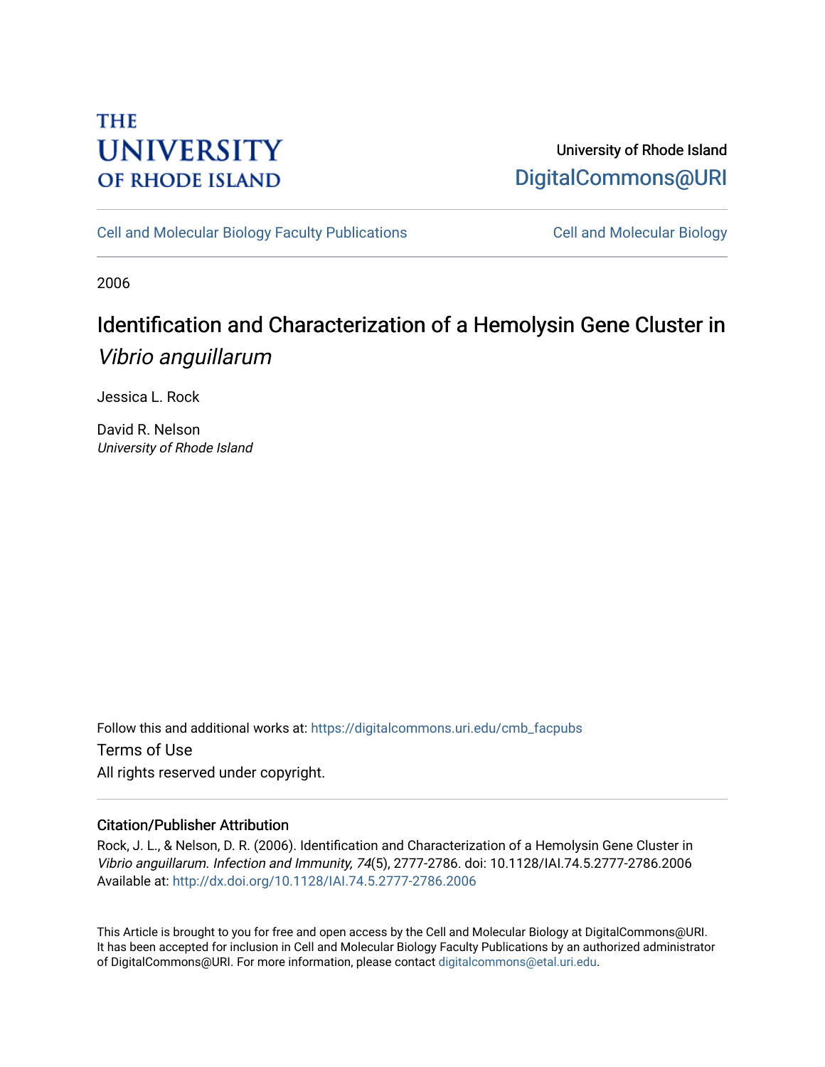THE UNIVERSITY OF RHODE ISLAND

University of Rhode Island
DigitalCommons@URI

Cell and Molecular Biology Faculty Publications | Cell and Molecular Biology

2006

# Identification and Characterization of a Hemolysin Gene Cluster in *Vibrio anguillarum*

Jessica L. Rock

David R. Nelson
*University of Rhode Island*

Follow this and additional works at: https://digitalcommons.uri.edu/cmb_facpubs

Terms of Use

All rights reserved under copyright.

## Citation/Publisher Attribution

Rock, J. L., & Nelson, D. R. (2006). Identification and Characterization of a Hemolysin Gene Cluster in *Vibrio anguillarum*. *Infection and Immunity, 74*(5), 2777-2786. doi: 10.1128/IAI.74.5.2777-2786.2006
Available at: http://dx.doi.org/10.1128/IAI.74.5.2777-2786.2006

This Article is brought to you for free and open access by the Cell and Molecular Biology at DigitalCommons@URI. It has been accepted for inclusion in Cell and Molecular Biology Faculty Publications by an authorized administrator of DigitalCommons@URI. For more information, please contact digitalcommons@etal.uri.edu.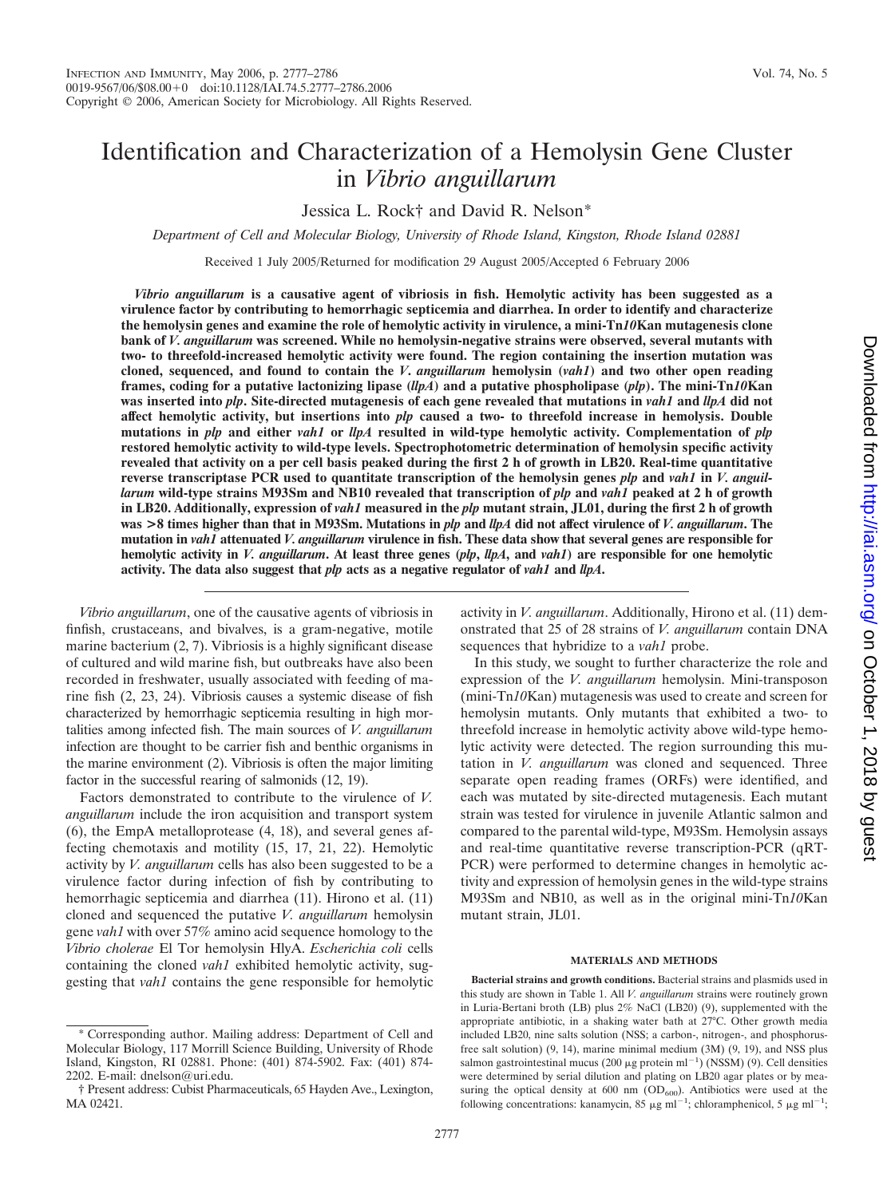# Identification and Characterization of a Hemolysin Gene Cluster in *Vibrio anguillarum*

Jessica L. Rock† and David R. Nelson*

*Department of Cell and Molecular Biology, University of Rhode Island, Kingston, Rhode Island 02881*

Received 1 July 2005/Returned for modification 29 August 2005/Accepted 6 February 2006

***Vibrio anguillarum* is a causative agent of vibriosis in fish. Hemolytic activity has been suggested as a virulence factor by contributing to hemorrhagic septicemia and diarrhea. In order to identify and characterize the hemolysin genes and examine the role of hemolytic activity in virulence, a mini-Tn*10*Kan mutagenesis clone bank of *V. anguillarum* was screened. While no hemolysin-negative strains were observed, several mutants with two- to threefold-increased hemolytic activity were found. The region containing the insertion mutation was cloned, sequenced, and found to contain the *V. anguillarum* hemolysin (*vah1*) and two other open reading frames, coding for a putative lactonizing lipase (*llpA*) and a putative phospholipase (*plp*). The mini-Tn*10*Kan was inserted into *plp*. Site-directed mutagenesis of each gene revealed that mutations in *vah1* and *llpA* did not affect hemolytic activity, but insertions into *plp* caused a two- to threefold increase in hemolysis. Double mutations in *plp* and either *vah1* or *llpA* resulted in wild-type hemolytic activity. Complementation of *plp* restored hemolytic activity to wild-type levels. Spectrophotometric determination of hemolysin specific activity revealed that activity on a per cell basis peaked during the first 2 h of growth in LB20. Real-time quantitative reverse transcriptase PCR used to quantitate transcription of the hemolysin genes *plp* and *vah1* in *V. anguillarum* wild-type strains M93Sm and NB10 revealed that transcription of *plp* and *vah1* peaked at 2 h of growth in LB20. Additionally, expression of *vah1* measured in the *plp* mutant strain, JL01, during the first 2 h of growth was >8 times higher than that in M93Sm. Mutations in *plp* and *llpA* did not affect virulence of *V. anguillarum*. The mutation in *vah1* attenuated *V. anguillarum* virulence in fish. These data show that several genes are responsible for hemolytic activity in *V. anguillarum*. At least three genes (*plp*, *llpA*, and *vah1*) are responsible for one hemolytic activity. The data also suggest that *plp* acts as a negative regulator of *vah1* and *llpA*.**

*Vibrio anguillarum*, one of the causative agents of vibriosis in finfish, crustaceans, and bivalves, is a gram-negative, motile marine bacterium (2, 7). Vibriosis is a highly significant disease of cultured and wild marine fish, but outbreaks have also been recorded in freshwater, usually associated with feeding of marine fish (2, 23, 24). Vibriosis causes a systemic disease of fish characterized by hemorrhagic septicemia resulting in high mortalities among infected fish. The main sources of *V. anguillarum* infection are thought to be carrier fish and benthic organisms in the marine environment (2). Vibriosis is often the major limiting factor in the successful rearing of salmonids (12, 19).

Factors demonstrated to contribute to the virulence of *V. anguillarum* include the iron acquisition and transport system (6), the EmpA metalloprotease (4, 18), and several genes affecting chemotaxis and motility (15, 17, 21, 22). Hemolytic activity by *V. anguillarum* cells has also been suggested to be a virulence factor during infection of fish by contributing to hemorrhagic septicemia and diarrhea (11). Hirono et al. (11) cloned and sequenced the putative *V. anguillarum* hemolysin gene *vah1* with over 57% amino acid sequence homology to the *Vibrio cholerae* El Tor hemolysin HlyA. *Escherichia coli* cells containing the cloned *vah1* exhibited hemolytic activity, suggesting that *vah1* contains the gene responsible for hemolytic activity in *V. anguillarum*. Additionally, Hirono et al. (11) demonstrated that 25 of 28 strains of *V. anguillarum* contain DNA sequences that hybridize to a *vah1* probe.

In this study, we sought to further characterize the role and expression of the *V. anguillarum* hemolysin. Mini-transposon (mini-Tn*10*Kan) mutagenesis was used to create and screen for hemolysin mutants. Only mutants that exhibited a two- to threefold increase in hemolytic activity above wild-type hemolytic activity were detected. The region surrounding this mutation in *V. anguillarum* was cloned and sequenced. Three separate open reading frames (ORFs) were identified, and each was mutated by site-directed mutagenesis. Each mutant strain was tested for virulence in juvenile Atlantic salmon and compared to the parental wild-type, M93Sm. Hemolysin assays and real-time quantitative reverse transcription-PCR (qRT-PCR) were performed to determine changes in hemolytic activity and expression of hemolysin genes in the wild-type strains M93Sm and NB10, as well as in the original mini-Tn*10*Kan mutant strain, JL01.

## MATERIALS AND METHODS

**Bacterial strains and growth conditions.** Bacterial strains and plasmids used in this study are shown in Table 1. All *V. anguillarum* strains were routinely grown in Luria-Bertani broth (LB) plus 2% NaCl (LB20) (9), supplemented with the appropriate antibiotic, in a shaking water bath at 27°C. Other growth media included LB20, nine salts solution (NSS; a carbon-, nitrogen-, and phosphorus-free salt solution) (9, 14), marine minimal medium (3M) (9, 19), and NSS plus salmon gastrointestinal mucus (200 μg protein ml$^{-1}$) (NSSM) (9). Cell densities were determined by serial dilution and plating on LB20 agar plates or by measuring the optical density at 600 nm ($OD_{600}$). Antibiotics were used at the following concentrations: kanamycin, 85 μg ml$^{-1}$; chloramphenicol, 5 μg ml$^{-1}$;

---

\* Corresponding author. Mailing address: Department of Cell and Molecular Biology, 117 Morrill Science Building, University of Rhode Island, Kingston, RI 02881. Phone: (401) 874-5902. Fax: (401) 874-2202. E-mail: dnelson@uri.edu.

† Present address: Cubist Pharmaceuticals, 65 Hayden Ave., Lexington, MA 02421.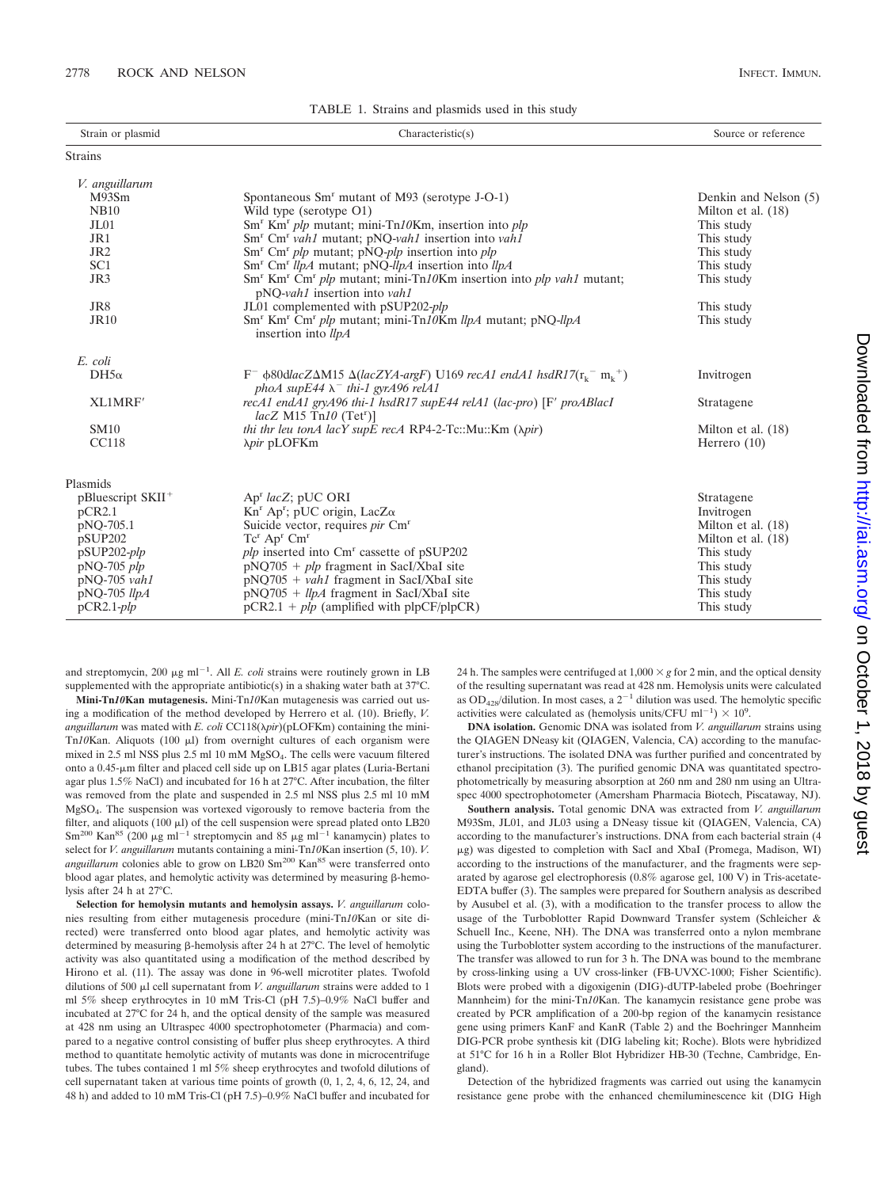TABLE 1. Strains and plasmids used in this study

| Strain or plasmid | Characteristic(s) | Source or reference |
|---|---|---|
| Strains | | |
| *V. anguillarum* | | |
| M93Sm | Spontaneous $Sm^r$ mutant of M93 (serotype J-O-1) | Denkin and Nelson (5) |
| NB10 | Wild type (serotype O1) | Milton et al. (18) |
| JL01 | $Sm^r$ $Km^r$ *plp* mutant; mini-Tn*10*Km, insertion into *plp* | This study |
| JR1 | $Sm^r$ $Cm^r$ *vah1* mutant; pNQ-*vah1* insertion into *vah1* | This study |
| JR2 | $Sm^r$ $Cm^r$ *plp* mutant; pNQ-*plp* insertion into *plp* | This study |
| SC1 | $Sm^r$ $Cm^r$ *llpA* mutant; pNQ-*llpA* insertion into *llpA* | This study |
| JR3 | $Sm^r$ $Km^r$ $Cm^r$ *plp* mutant; mini-Tn*10*Km insertion into *plp vah1* mutant; pNQ-*vah1* insertion into *vah1* | This study |
| JR8 | JL01 complemented with pSUP202-*plp* | This study |
| JR10 | $Sm^r$ $Km^r$ $Cm^r$ *plp* mutant; mini-Tn*10*Km *llpA* mutant; pNQ-*llpA* insertion into *llpA* | This study |
| *E. coli* | | |
| DH5α | $F^-$ φ80d*lacZ*ΔM15 Δ(*lacZYA-argF*) U169 *recA1 endA1 hsdR17*($r_k^-$ $m_k^+$) *phoA supE44* $\lambda^-$ *thi-1 gyrA96 relA1* | Invitrogen |
| XL1MRF′ | *recA1 endA1 gryA96 thi-1 hsdR17 supE44 relA1* (*lac-pro*) [F′ *proABlacI lacZ* M15 Tn*10* ($Tet^r$)] | Stratagene |
| SM10 | *thi thr leu tonA lacY supE recA* RP4-2-Tc::Mu::Km (λ*pir*) | Milton et al. (18) |
| CC118 | λ*pir* pLOFKm | Herrero (10) |
| Plasmids | | |
| pBluescript $SKII^+$ | $Ap^r$ *lacZ*; pUC ORI | Stratagene |
| pCR2.1 | $Kn^r$ $Ap^r$; pUC origin, LacZα | Invitrogen |
| pNQ-705.1 | Suicide vector, requires *pir* $Cm^r$ | Milton et al. (18) |
| pSUP202 | $Tc^r$ $Ap^r$ $Cm^r$ | Milton et al. (18) |
| pSUP202-*plp* | *plp* inserted into $Cm^r$ cassette of pSUP202 | This study |
| pNQ-705 *plp* | pNQ705 + *plp* fragment in SacI/XbaI site | This study |
| pNQ-705 *vah1* | pNQ705 + *vah1* fragment in SacI/XbaI site | This study |
| pNQ-705 *llpA* | pNQ705 + *llpA* fragment in SacI/XbaI site | This study |
| pCR2.1-*plp* | pCR2.1 + *plp* (amplified with plpCF/plpCR) | This study |

and streptomycin, 200 μg $ml^{-1}$. All *E. coli* strains were routinely grown in LB supplemented with the appropriate antibiotic(s) in a shaking water bath at 37°C.

**Mini-Tn*10*Kan mutagenesis.** Mini-Tn*10*Kan mutagenesis was carried out using a modification of the method developed by Herrero et al. (10). Briefly, *V. anguillarum* was mated with *E. coli* CC118(λ*pir*)(pLOFKm) containing the mini-Tn*10*Kan. Aliquots (100 μl) from overnight cultures of each organism were mixed in 2.5 ml NSS plus 2.5 ml 10 mM $MgSO_4$. The cells were vacuum filtered onto a 0.45-μm filter and placed cell side up on LB15 agar plates (Luria-Bertani agar plus 1.5% NaCl) and incubated for 16 h at 27°C. After incubation, the filter was removed from the plate and suspended in 2.5 ml NSS plus 2.5 ml 10 mM $MgSO_4$. The suspension was vortexed vigorously to remove bacteria from the filter, and aliquots (100 μl) of the cell suspension were spread plated onto LB20 $Sm^{200}$ $Kan^{85}$ (200 μg $ml^{-1}$ streptomycin and 85 μg $ml^{-1}$ kanamycin) plates to select for *V. anguillarum* mutants containing a mini-Tn*10*Kan insertion (5, 10). *V. anguillarum* colonies able to grow on LB20 $Sm^{200}$ $Kan^{85}$ were transferred onto blood agar plates, and hemolytic activity was determined by measuring β-hemolysis after 24 h at 27°C.

**Selection for hemolysin mutants and hemolysin assays.** *V. anguillarum* colonies resulting from either mutagenesis procedure (mini-Tn*10*Kan or site directed) were transferred onto blood agar plates, and hemolytic activity was determined by measuring β-hemolysis after 24 h at 27°C. The level of hemolytic activity was also quantitated using a modification of the method described by Hirono et al. (11). The assay was done in 96-well microtiter plates. Twofold dilutions of 500 μl cell supernatant from *V. anguillarum* strains were added to 1 ml 5% sheep erythrocytes in 10 mM Tris-Cl (pH 7.5)–0.9% NaCl buffer and incubated at 27°C for 24 h, and the optical density of the sample was measured at 428 nm using an Ultraspec 4000 spectrophotometer (Pharmacia) and compared to a negative control consisting of buffer plus sheep erythrocytes. A third method to quantitate hemolytic activity of mutants was done in microcentrifuge tubes. The tubes contained 1 ml 5% sheep erythrocytes and twofold dilutions of cell supernatant taken at various time points of growth (0, 1, 2, 4, 6, 12, 24, and 48 h) and added to 10 mM Tris-Cl (pH 7.5)–0.9% NaCl buffer and incubated for 24 h. The samples were centrifuged at $1{,}000 \times g$ for 2 min, and the optical density of the resulting supernatant was read at 428 nm. Hemolysis units were calculated as $OD_{428}$/dilution. In most cases, a $2^{-1}$ dilution was used. The hemolytic specific activities were calculated as (hemolysis units/CFU $ml^{-1}$) × $10^9$.

**DNA isolation.** Genomic DNA was isolated from *V. anguillarum* strains using the QIAGEN DNeasy kit (QIAGEN, Valencia, CA) according to the manufacturer's instructions. The isolated DNA was further purified and concentrated by ethanol precipitation (3). The purified genomic DNA was quantitated spectrophotometrically by measuring absorption at 260 nm and 280 nm using an Ultraspec 4000 spectrophotometer (Amersham Pharmacia Biotech, Piscataway, NJ).

**Southern analysis.** Total genomic DNA was extracted from *V. anguillarum* M93Sm, JL01, and JL03 using a DNeasy tissue kit (QIAGEN, Valencia, CA) according to the manufacturer's instructions. DNA from each bacterial strain (4 μg) was digested to completion with SacI and XbaI (Promega, Madison, WI) according to the instructions of the manufacturer, and the fragments were separated by agarose gel electrophoresis (0.8% agarose gel, 100 V) in Tris-acetate-EDTA buffer (3). The samples were prepared for Southern analysis as described by Ausubel et al. (3), with a modification to the transfer process to allow the usage of the Turboblotter Rapid Downward Transfer system (Schleicher & Schuell Inc., Keene, NH). The DNA was transferred onto a nylon membrane using the Turboblotter system according to the instructions of the manufacturer. The transfer was allowed to run for 3 h. The DNA was bound to the membrane by cross-linking using a UV cross-linker (FB-UVXC-1000; Fisher Scientific). Blots were probed with a digoxigenin (DIG)-dUTP-labeled probe (Boehringer Mannheim) for the mini-Tn*10*Kan. The kanamycin resistance gene probe was created by PCR amplification of a 200-bp region of the kanamycin resistance gene using primers KanF and KanR (Table 2) and the Boehringer Mannheim DIG-PCR probe synthesis kit (DIG labeling kit; Roche). Blots were hybridized at 51°C for 16 h in a Roller Blot Hybridizer HB-30 (Techne, Cambridge, England).

Detection of the hybridized fragments was carried out using the kanamycin resistance gene probe with the enhanced chemiluminescence kit (DIG High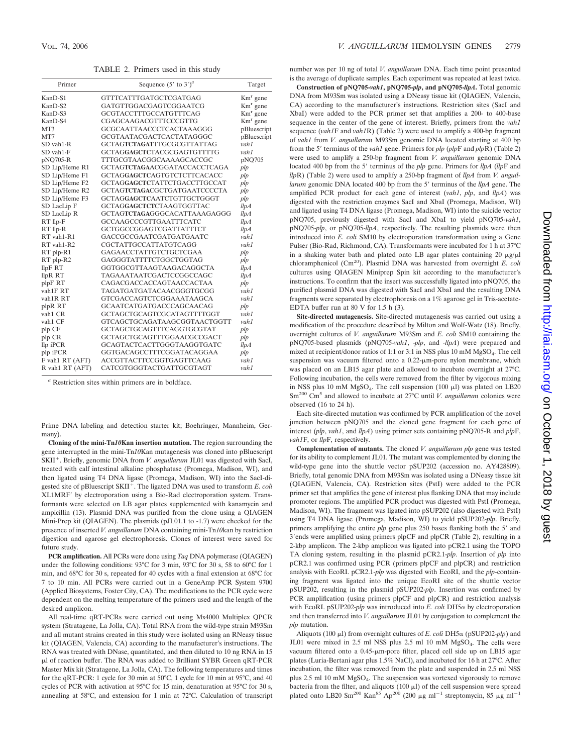TABLE 2. Primers used in this study

| Primer | Sequence (5′ to 3′)[a] | Target |
|---|---|---|
| KanD-S1 | GTTTCATTTGATGCTCGATGAG | Km[r] gene |
| KanD-S2 | GATGTTGGACGAGTCGGAATCG | Km[r] gene |
| KanD-S3 | GCGTACCTTTGCCATGTTTCAG | Km[r] gene |
| KanD-S4 | CGAGCAAGACGTTTCCCGTTG | Km[r] gene |
| MT3 | GCGCAATTAACCCTCACTAAAGGG | pBluescript |
| MT7 | GCGTAATACGACTCACTATAGGGC | pBluescript |
| SD vah1-R | GCTAG**TCTAGA**TTTGCGCGTTATTAG | *vah1* |
| SD vah1-F | GCTAG**GAGCTC**TACGCGAGTGTTTTG | *vah1* |
| pNQ705-R | TTTGCGTAACGGCAAAAGCACCGC | pNQ705 |
| SD Lip/Heme R1 | GCTAG**TCTAGA**ACGGATACCACCTCAGA | *plp* |
| SD Lip/Heme F1 | GCTAG**GAGCTC**AGTGTCTCTTCACACC | *plp* |
| SD Lip/Heme F2 | GCTAG**GAGCTC**TATTCTGACCTTGCCAT | *plp* |
| SD Lip/Heme R2 | GCTAG**TCTAGA**CGCTGATGAATCCCCTA | *plp* |
| SD Lip/Heme F3 | GCTAG**GAGCTC**AATCTGTTGCTGGGT | *plp* |
| SD LacLip F | GCTAG**GAGCTCT**CTAAGTGGTTAC | *llpA* |
| SD LacLip R | GCTAG**TCTAGA**GGGCACATTAAAGAGGG | *llpA* |
| RT llp-F | GCCAAGCCCGTTGAATTTCATC | *llpA* |
| RT llp-R | GCTGGCCGGAGTCGATTATTTCT | *llpA* |
| RT vah1-R1 | GACCGCCGAATCGATGATGAATC | *vah1* |
| RT vah1-R2 | CGCTATTGCCATTATGTCAGG | *vah1* |
| RT plp-R1 | GAGAACCTATTGTCTGCTCGAA | *plp* |
| RT plp-R2 | GAGGGTATTTTCTGGCTGGTAG | *plp* |
| llpF RT | GGTGGCGTTAAGTAAGACAGGCTA | *llpA* |
| llpR RT | TAGAAATAATCGACTCCGGCCAGC | *llpA* |
| plpF RT | CAGACGACCACCAGTAACCACTAA | *plp* |
| vah1F RT | TAGATGATGATACAACGGGTGCGG | *vah1* |
| vah1R RT | GTCGACCAGTCTCGGAAATAAGCA | *vah1* |
| plpR RT | GCAATCATGATGACCCAGCAACAG | *plp* |
| vah1 CR | GCTAGCTGCAGTCGCATAGTTTTGGT | *vah1* |
| vah1 CF | GTCAGCTGCAGATAAGCGGTAACTGGTT | *vah1* |
| plp CF | GCTAGCTGCAGTTTCAGGTGCGTAT | *plp* |
| plp CR | GCTAGCTGCAGTTTGGAACGCCGACT | *plp* |
| llp iPCR | GCAGTACTCACTTGGGTAAGGTGATC | *llpA* |
| plp iPCR | GGTGACAGCCTTTCGGATACAGGAA | *plp* |
| F vah1 RT (AFT) | ACCGTTACTTCCGGTGAGTTCAAG | *vah1* |
| R vah1 RT (AFT) | CATCGTGGGTACTGATTGCGTAGT | *vah1* |

[a] Restriction sites within primers are in boldface.

Prime DNA labeling and detection starter kit; Boehringer, Mannheim, Germany).

**Cloning of the mini-Tn*10*Kan insertion mutation.** The region surrounding the gene interrupted in the mini-Tn*10*Kan mutagenesis was cloned into pBluescript SKII[+]. Briefly, genomic DNA from *V. anguillarum* JL01 was digested with SacI, treated with calf intestinal alkaline phosphatase (Promega, Madison, WI), and then ligated using T4 DNA ligase (Promega, Madison, WI) into the SacI-digested site of pBluescript SKII[+]. The ligated DNA was used to transform *E. coli* XL1MRF′ by electroporation using a Bio-Rad electroporation system. Transformants were selected on LB agar plates supplemented with kanamycin and ampicillin (13). Plasmid DNA was purified from the clone using a QIAGEN Mini-Prep kit (QIAGEN). The plasmids (pJL01.1 to -1.7) were checked for the presence of inserted *V. anguillarum* DNA containing mini-Tn*10*kan by restriction digestion and agarose gel electrophoresis. Clones of interest were saved for future study.

**PCR amplification.** All PCRs were done using *Taq* DNA polymerase (QIAGEN) under the following conditions: 93°C for 3 min, 93°C for 30 s, 58 to 60°C for 1 min, and 68°C for 30 s, repeated for 40 cycles with a final extension at 68°C for 7 to 10 min. All PCRs were carried out in a GeneAmp PCR System 9700 (Applied Biosystems, Foster City, CA). The modifications to the PCR cycle were dependent on the melting temperature of the primers used and the length of the desired amplicon.

All real-time qRT-PCRs were carried out using Mx4000 Multiplex QPCR system (Stratagene, La Jolla, CA). Total RNA from the wild-type strain M93Sm and all mutant strains created in this study were isolated using an RNeasy tissue kit (QIAGEN, Valencia, CA) according to the manufacturer's instructions. The RNA was treated with DNase, quantitated, and then diluted to 10 ng RNA in 15 μl of reaction buffer. The RNA was added to Brilliant SYBR Green qRT-PCR Master Mix kit (Stratagene, La Jolla, CA). The following temperatures and times for the qRT-PCR: 1 cycle for 30 min at 50°C, 1 cycle for 10 min at 95°C, and 40 cycles of PCR with activation at 95°C for 15 min, denaturation at 95°C for 30 s, annealing at 58°C, and extension for 1 min at 72°C. Calculation of transcript number was per 10 ng of total *V. anguillarum* DNA. Each time point presented is the average of duplicate samples. Each experiment was repeated at least twice.

**Construction of pNQ705-*vah1*, pNQ705-*plp*, and pNQ705-*llpA*.** Total genomic DNA from M93Sm was isolated using a DNeasy tissue kit (QIAGEN, Valencia, CA) according to the manufacturer's instructions. Restriction sites (SacI and XbaI) were added to the PCR primer set that amplifies a 200- to 400-base sequence in the center of the gene of interest. Briefly, primers from the *vah1* sequence (*vah1*F and *vah1*R) (Table 2) were used to amplify a 400-bp fragment of *vah1* from *V. anguillarum* M93Sm genomic DNA located starting at 400 bp from the 5′ terminus of the *vah1* gene. Primers for *plp* (*plp*F and *plp*R) (Table 2) were used to amplify a 250-bp fragment from *V. anguillarum* genomic DNA located 400 bp from the 5′ terminus of the *plp* gene. Primers for *llpA* (*llp*F and *llp*R) (Table 2) were used to amplify a 250-bp fragment of *llpA* from *V. anguillarum* genomic DNA located 400 bp from the 5′ terminus of the *llpA* gene. The amplified PCR product for each gene of interest (*vah1*, *plp*, and *llpA*) was digested with the restriction enzymes SacI and XbaI (Promega, Madison, WI) and ligated using T4 DNA ligase (Promega, Madison, WI) into the suicide vector pNQ705, previously digested with SacI and XbaI to yield pNQ705-*vah1*, pNQ705-*plp*, or pNQ705-*llpA*, respectively. The resulting plasmids were then introduced into *E. coli* SM10 by electroporation transformation using a Gene Pulser (Bio-Rad, Richmond, CA). Transformants were incubated for 1 h at 37°C in a shaking water bath and plated onto LB agar plates containing 20 μg/μl chloramphenicol ($Cm^{20}$). Plasmid DNA was harvested from overnight *E. coli* cultures using QIAGEN Miniprep Spin kit according to the manufacturer's instructions. To confirm that the insert was successfully ligated into pNQ705, the purified plasmid DNA was digested with SacI and XbaI and the resulting DNA fragments were separated by electrophoresis on a 1% agarose gel in Tris-acetate-EDTA buffer run at 80 V for 1.5 h (3).

**Site-directed mutagenesis.** Site-directed mutagenesis was carried out using a modification of the procedure described by Milton and Wolf-Watz (18). Briefly, overnight cultures of *V. anguillarum* M93Sm and *E. coli* SM10 containing the pNQ705-based plasmids (pNQ705-*vah1*, -*plp*, and -*llpA*) were prepared and mixed at recipient/donor ratios of 1:1 or 3:1 in NSS plus 10 mM $MgSO_4$. The cell suspension was vacuum filtered onto a 0.22-μm-pore nylon membrane, which was placed on an LB15 agar plate and allowed to incubate overnight at 27°C. Following incubation, the cells were removed from the filter by vigorous mixing in NSS plus 10 mM $MgSO_4$. The cell suspension (100 μl) was plated on LB20 $Sm^{200}$ $Cm^{5}$ and allowed to incubate at 27°C until *V. anguillarum* colonies were observed (16 to 24 h).

Each site-directed mutation was confirmed by PCR amplification of the novel junction between pNQ705 and the cloned gene fragment for each gene of interest (*plp*, *vah1*, and *llpA*) using primer sets containing pNQ705-R and *plp*F, *vah1*F, or *llp*F, respectively.

**Complementation of mutants.** The cloned *V. anguillarum plp* gene was tested for its ability to complement JL01. The mutant was complemented by cloning the wild-type gene into the shuttle vector pSUP202 (accession no. AY428809). Briefly, total genomic DNA from M93Sm was isolated using a DNeasy tissue kit (QIAGEN, Valencia, CA). Restriction sites (PstI) were added to the PCR primer set that amplifies the gene of interest plus flanking DNA that may include promoter regions. The amplified PCR product was digested with PstI (Promega, Madison, WI). The fragment was ligated into pSUP202 (also digested with PstI) using T4 DNA ligase (Promega, Madison, WI) to yield pSUP202-*plp*. Briefly, primers amplifying the entire *plp* gene plus 250 bases flanking both the 5′ and 3′ends were amplified using primers plpCF and plpCR (Table 2), resulting in a 2-kbp amplicon. The 2-kbp amplicon was ligated into pCR2.1 using the TOPO TA cloning system, resulting in the plasmid pCR2.1-*plp*. Insertion of *plp* into pCR2.1 was confirmed using PCR (primers plpCF and plpCR) and restriction analysis with EcoRI. pCR2.1-*plp* was digested with EcoRI, and the *plp*-containing fragment was ligated into the unique EcoRI site of the shuttle vector pSUP202, resulting in the plasmid pSUP202-*plp*. Insertion was confirmed by PCR amplification (using primers plpCF and plpCR) and restriction analysis with EcoRI. pSUP202-*plp* was introduced into *E. coli* DH5α by electroporation and then transferred into *V. anguillarum* JL01 by conjugation to complement the *plp* mutation.

Aliquots (100 μl) from overnight cultures of *E. coli* DH5α (pSUP202-*plp*) and JL01 were mixed in 2.5 ml NSS plus 2.5 ml 10 mM $MgSO_4$. The cells were vacuum filtered onto a 0.45-μm-pore filter, placed cell side up on LB15 agar plates (Luria-Bertani agar plus 1.5% NaCl), and incubated for 16 h at 27°C. After incubation, the filter was removed from the plate and suspended in 2.5 ml NSS plus 2.5 ml 10 mM $MgSO_4$. The suspension was vortexed vigorously to remove bacteria from the filter, and aliquots (100 μl) of the cell suspension were spread plated onto LB20 $Sm^{200}$ $Kan^{85}$ $Ap^{200}$ (200 μg $ml^{-1}$ streptomycin, 85 μg $ml^{-1}$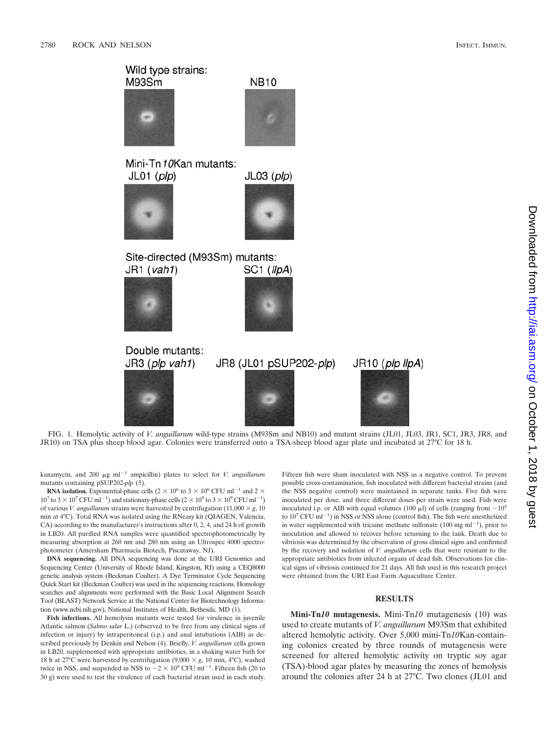Wild type strains:
M93Sm NB10

Mini-Tn*10*Kan mutants:
JL01 (*plp*) JL03 (*plp*)

Site-directed (M93Sm) mutants:
JR1 (*vah1*) SC1 (*llpA*)

Double mutants:
JR3 (*plp vah1*) JR8 (JL01 pSUP202-*plp*) JR10 (*plp llpA*)

FIG. 1. Hemolytic activity of *V. anguillarum* wild-type strains (M93Sm and NB10) and mutant strains (JL01, JL03, JR1, SC1, JR3, JR8, and JR10) on TSA plus sheep blood agar. Colonies were transferred onto a TSA-sheep blood agar plate and incubated at 27°C for 18 h.

kanamycin, and 200 μg $ml^{-1}$ ampicillin) plates to select for *V. anguillarum* mutants containing pSUP202-*plp* (5).

**RNA isolation.** Exponential-phase cells ($2 \times 10^6$ to $3 \times 10^6$ CFU $ml^{-1}$ and $2 \times 10^7$ to $3 \times 10^7$ CFU $ml^{-1}$) and stationary-phase cells ($2 \times 10^9$ to $3 \times 10^9$ CFU $ml^{-1}$) of various *V. anguillarum* strains were harvested by centrifugation (11,000 × *g*, 10 min at 4°C). Total RNA was isolated using the RNeasy kit (QIAGEN, Valencia, CA) according to the manufacturer's instructions after 0, 2, 4, and 24 h of growth in LB20. All purified RNA samples were quantified spectrophotometrically by measuring absorption at 260 nm and 280 nm using an Ultrospec 4000 spectrophotometer (Amersham Pharmacia Biotech, Piscataway, NJ).

**DNA sequencing.** All DNA sequencing was done at the URI Genomics and Sequencing Center (University of Rhode Island, Kingston, RI) using a CEQ8000 genetic analysis system (Beckman Coulter). A Dye Terminator Cycle Sequencing Quick Start kit (Beckman Coulter) was used in the sequencing reactions. Homology searches and alignments were performed with the Basic Local Alignment Search Tool (BLAST) Network Service at the National Center for Biotechnology Information (www.ncbi.nih.gov), National Institutes of Health, Bethesda, MD (1).

**Fish infections.** All hemolysin mutants were tested for virulence in juvenile Atlantic salmon (*Salmo salar* L.) (observed to be free from any clinical signs of infection or injury) by intraperitoneal (i.p.) and anal intubations (AIB) as described previously by Denkin and Nelson (4). Briefly, *V. anguillarum* cells grown in LB20, supplemented with appropriate antibiotics, in a shaking water bath for 18 h at 27°C were harvested by centrifugation (9,000 × *g*, 10 min, 4°C), washed twice in NSS, and suspended in NSS to ~$2 \times 10^9$ CFU $ml^{-1}$. Fifteen fish (20 to 30 g) were used to test the virulence of each bacterial strain used in each study. Fifteen fish were sham inoculated with NSS as a negative control. To prevent possible cross-contamination, fish inoculated with different bacterial strains (and the NSS negative control) were maintained in separate tanks. Five fish were inoculated per dose, and three different doses per strain were used. Fish were inoculated i.p. or AIB with equal volumes (100 μl) of cells (ranging from ~$10^5$ to $10^7$ CFU $ml^{-1}$) in NSS or NSS alone (control fish). The fish were anesthetized in water supplemented with tricaine methane sulfonate (100 mg $ml^{-1}$), prior to inoculation and allowed to recover before returning to the tank. Death due to vibriosis was determined by the observation of gross clinical signs and confirmed by the recovery and isolation of *V. anguillarum* cells that were resistant to the appropriate antibiotics from infected organs of dead fish. Observations for clinical signs of vibriosis continued for 21 days. All fish used in this research project were obtained from the URI East Farm Aquaculture Center.

## RESULTS

**Mini-Tn*10* mutagenesis.** Mini-Tn*10* mutagenesis (10) was used to create mutants of *V. anguillarum* M93Sm that exhibited altered hemolytic activity. Over 5,000 mini-Tn*10*Kan-containing colonies created by three rounds of mutagenesis were screened for altered hemolytic activity on tryptic soy agar (TSA)-blood agar plates by measuring the zones of hemolysis around the colonies after 24 h at 27°C. Two clones (JL01 and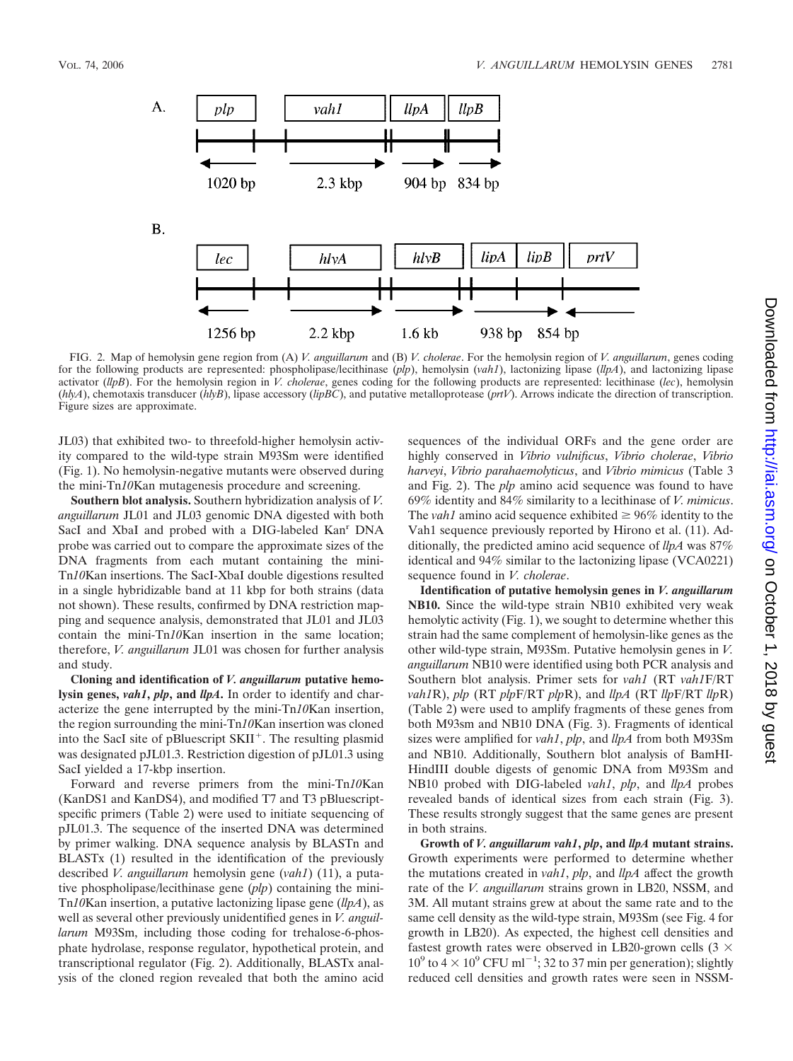FIG. 2. Map of hemolysin gene region from (A) *V. anguillarum* and (B) *V. cholerae*. For the hemolysin region of *V. anguillarum*, genes coding for the following products are represented: phospholipase/lecithinase (*plp*), hemolysin (*vah1*), lactonizing lipase (*llpA*), and lactonizing lipase activator (*llpB*). For the hemolysin region in *V. cholerae*, genes coding for the following products are represented: lecithinase (*lec*), hemolysin (*hlyA*), chemotaxis transducer (*hlyB*), lipase accessory (*lipBC*), and putative metalloprotease (*prtV*). Arrows indicate the direction of transcription. Figure sizes are approximate.

JL03) that exhibited two- to threefold-higher hemolysin activity compared to the wild-type strain M93Sm were identified (Fig. 1). No hemolysin-negative mutants were observed during the mini-Tn*10*Kan mutagenesis procedure and screening.

**Southern blot analysis.** Southern hybridization analysis of *V. anguillarum* JL01 and JL03 genomic DNA digested with both SacI and XbaI and probed with a DIG-labeled Kan$^r$ DNA probe was carried out to compare the approximate sizes of the DNA fragments from each mutant containing the mini-Tn*10*Kan insertions. The SacI-XbaI double digestions resulted in a single hybridizable band at 11 kbp for both strains (data not shown). These results, confirmed by DNA restriction mapping and sequence analysis, demonstrated that JL01 and JL03 contain the mini-Tn*10*Kan insertion in the same location; therefore, *V. anguillarum* JL01 was chosen for further analysis and study.

**Cloning and identification of *V. anguillarum* putative hemolysin genes, *vah1*, *plp*, and *llpA*.** In order to identify and characterize the gene interrupted by the mini-Tn*10*Kan insertion, the region surrounding the mini-Tn*10*Kan insertion was cloned into the SacI site of pBluescript SKII$^+$. The resulting plasmid was designated pJL01.3. Restriction digestion of pJL01.3 using SacI yielded a 17-kbp insertion.

Forward and reverse primers from the mini-Tn*10*Kan (KanDS1 and KanDS4), and modified T7 and T3 pBluescript-specific primers (Table 2) were used to initiate sequencing of pJL01.3. The sequence of the inserted DNA was determined by primer walking. DNA sequence analysis by BLASTn and BLASTx (1) resulted in the identification of the previously described *V. anguillarum* hemolysin gene (*vah1*) (11), a putative phospholipase/lecithinase gene (*plp*) containing the mini-Tn*10*Kan insertion, a putative lactonizing lipase gene (*llpA*), as well as several other previously unidentified genes in *V. anguillarum* M93Sm, including those coding for trehalose-6-phosphate hydrolase, response regulator, hypothetical protein, and transcriptional regulator (Fig. 2). Additionally, BLASTx analysis of the cloned region revealed that both the amino acid sequences of the individual ORFs and the gene order are highly conserved in *Vibrio vulnificus*, *Vibrio cholerae*, *Vibrio harveyi*, *Vibrio parahaemolyticus*, and *Vibrio mimicus* (Table 3 and Fig. 2). The *plp* amino acid sequence was found to have 69% identity and 84% similarity to a lecithinase of *V. mimicus*. The *vah1* amino acid sequence exhibited ≥ 96% identity to the Vah1 sequence previously reported by Hirono et al. (11). Additionally, the predicted amino acid sequence of *llpA* was 87% identical and 94% similar to the lactonizing lipase (VCA0221) sequence found in *V. cholerae*.

**Identification of putative hemolysin genes in *V. anguillarum* NB10.** Since the wild-type strain NB10 exhibited very weak hemolytic activity (Fig. 1), we sought to determine whether this strain had the same complement of hemolysin-like genes as the other wild-type strain, M93Sm. Putative hemolysin genes in *V. anguillarum* NB10 were identified using both PCR analysis and Southern blot analysis. Primer sets for *vah1* (RT *vah1*F/RT *vah1*R), *plp* (RT *plp*F/RT *plp*R), and *llpA* (RT *llp*F/RT *llp*R) (Table 2) were used to amplify fragments of these genes from both M93sm and NB10 DNA (Fig. 3). Fragments of identical sizes were amplified for *vah1*, *plp*, and *llpA* from both M93Sm and NB10. Additionally, Southern blot analysis of BamHI-HindIII double digests of genomic DNA from M93Sm and NB10 probed with DIG-labeled *vah1*, *plp*, and *llpA* probes revealed bands of identical sizes from each strain (Fig. 3). These results strongly suggest that the same genes are present in both strains.

**Growth of *V. anguillarum vah1*, *plp*, and *llpA* mutant strains.** Growth experiments were performed to determine whether the mutations created in *vah1*, *plp*, and *llpA* affect the growth rate of the *V. anguillarum* strains grown in LB20, NSSM, and 3M. All mutant strains grew at about the same rate and to the same cell density as the wild-type strain, M93Sm (see Fig. 4 for growth in LB20). As expected, the highest cell densities and fastest growth rates were observed in LB20-grown cells ($3 \times 10^9$ to $4 \times 10^9$ CFU ml$^{-1}$; 32 to 37 min per generation); slightly reduced cell densities and growth rates were seen in NSSM-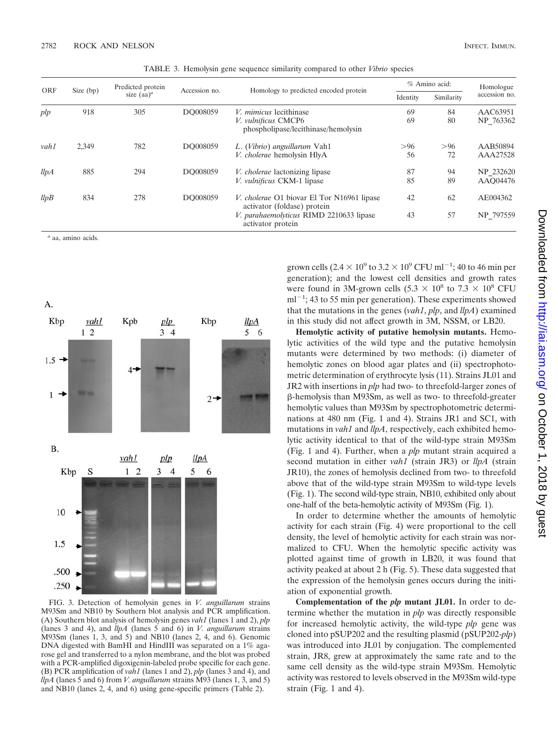TABLE 3. Hemolysin gene sequence similarity compared to other *Vibrio* species

| ORF | Size (bp) | Predicted protein size (aa)[a] | Accession no. | Homology to predicted encoded protein | % Amino acid: Identity | % Amino acid: Similarity | Homologue accession no. |
|---|---|---|---|---|---|---|---|
| *plp* | 918 | 305 | DQ008059 | *V. mimicus* lecithinase | 69 | 84 | AAC63951 |
| | | | | *V. vulnificus* CMCP6 phospholipase/lecithinase/hemolysin | 69 | 80 | NP_763362 |
| *vah1* | 2,349 | 782 | DQ008059 | *L. (Vibrio) anguillarum* Vah1 | >96 | >96 | AAB50894 |
| | | | | *V. cholerae* hemolysin HlyA | 56 | 72 | AAA27528 |
| *llpA* | 885 | 294 | DQ008059 | *V. cholerae* lactonizing lipase | 87 | 94 | NP_232620 |
| | | | | *V. vulnificus* CKM-1 lipase | 85 | 89 | AAQ04476 |
| *llpB* | 834 | 278 | DQ008059 | *V. cholerae* O1 biovar El Tor N16961 lipase activator (foldase) protein | 42 | 62 | AE004362 |
| | | | | *V. parahaemolyticus* RIMD 2210633 lipase activator protein | 43 | 57 | NP_797559 |

[a] aa, amino acids.

FIG. 3. Detection of hemolysin genes in *V. anguillarum* strains M93Sm and NB10 by Southern blot analysis and PCR amplification. (A) Southern blot analysis of hemolysin genes *vah1* (lanes 1 and 2), *plp* (lanes 3 and 4), and *llpA* (lanes 5 and 6) in *V. anguillarum* strains M93Sm (lanes 1, 3, and 5) and NB10 (lanes 2, 4, and 6). Genomic DNA digested with BamHI and HindIII was separated on a 1% agarose gel and transferred to a nylon membrane, and the blot was probed with a PCR-amplified digoxigenin-labeled probe specific for each gene. (B) PCR amplification of *vah1* (lanes 1 and 2), *plp* (lanes 3 and 4), and *llpA* (lanes 5 and 6) from *V. anguillarum* strains M93 (lanes 1, 3, and 5) and NB10 (lanes 2, 4, and 6) using gene-specific primers (Table 2).

grown cells ($2.4 \times 10^9$ to $3.2 \times 10^9$ CFU ml$^{-1}$; 40 to 46 min per generation); and the lowest cell densities and growth rates were found in 3M-grown cells ($5.3 \times 10^8$ to $7.3 \times 10^8$ CFU ml$^{-1}$; 43 to 55 min per generation). These experiments showed that the mutations in the genes (*vah1*, *plp*, and *llpA*) examined in this study did not affect growth in 3M, NSSM, or LB20.

**Hemolytic activity of putative hemolysin mutants.** Hemolytic activities of the wild type and the putative hemolysin mutants were determined by two methods: (i) diameter of hemolytic zones on blood agar plates and (ii) spectrophotometric determination of erythrocyte lysis (11). Strains JL01 and JR2 with insertions in *plp* had two- to threefold-larger zones of β-hemolysis than M93Sm, as well as two- to threefold-greater hemolytic values than M93Sm by spectrophotometric determinations at 480 nm (Fig. 1 and 4). Strains JR1 and SC1, with mutations in *vah1* and *llpA*, respectively, each exhibited hemolytic activity identical to that of the wild-type strain M93Sm (Fig. 1 and 4). Further, when a *plp* mutant strain acquired a second mutation in either *vah1* (strain JR3) or *llpA* (strain JR10), the zones of hemolysis declined from two- to threefold above that of the wild-type strain M93Sm to wild-type levels (Fig. 1). The second wild-type strain, NB10, exhibited only about one-half of the beta-hemolytic activity of M93Sm (Fig. 1).

In order to determine whether the amounts of hemolytic activity for each strain (Fig. 4) were proportional to the cell density, the level of hemolytic activity for each strain was normalized to CFU. When the hemolytic specific activity was plotted against time of growth in LB20, it was found that activity peaked at about 2 h (Fig. 5). These data suggested that the expression of the hemolysin genes occurs during the initiation of exponential growth.

**Complementation of the *plp* mutant JL01.** In order to determine whether the mutation in *plp* was directly responsible for increased hemolytic activity, the wild-type *plp* gene was cloned into pSUP202 and the resulting plasmid (pSUP202-*plp*) was introduced into JL01 by conjugation. The complemented strain, JR8, grew at approximately the same rate and to the same cell density as the wild-type strain M93Sm. Hemolytic activity was restored to levels observed in the M93Sm wild-type strain (Fig. 1 and 4).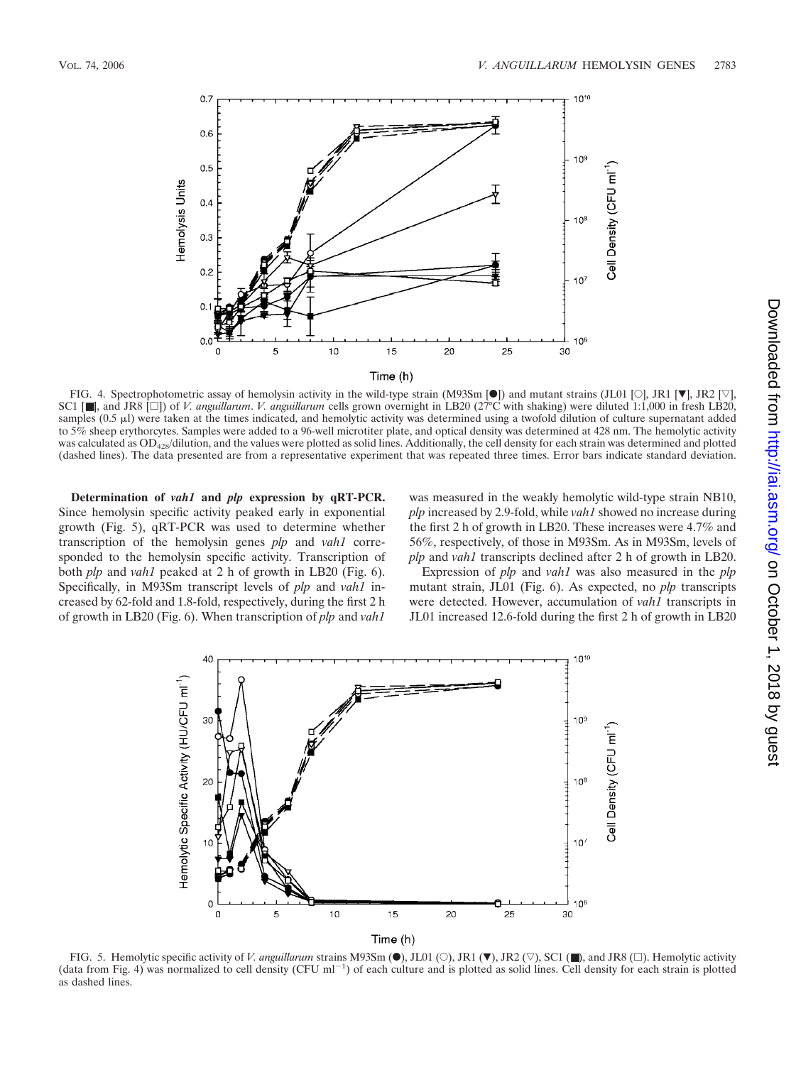FIG. 4. Spectrophotometric assay of hemolysin activity in the wild-type strain (M93Sm [●]) and mutant strains (JL01 [○], JR1 [▼], JR2 [▽], SC1 [■], and JR8 [□]) of *V. anguillarum*. *V. anguillarum* cells grown overnight in LB20 (27°C with shaking) were diluted 1:1,000 in fresh LB20, samples (0.5 μl) were taken at the times indicated, and hemolytic activity was determined using a twofold dilution of culture supernatant added to 5% sheep erythorcytes. Samples were added to a 96-well microtiter plate, and optical density was determined at 428 nm. The hemolytic activity was calculated as $OD_{428}$/dilution, and the values were plotted as solid lines. Additionally, the cell density for each strain was determined and plotted (dashed lines). The data presented are from a representative experiment that was repeated three times. Error bars indicate standard deviation.

**Determination of *vah1* and *plp* expression by qRT-PCR.** Since hemolysin specific activity peaked early in exponential growth (Fig. 5), qRT-PCR was used to determine whether transcription of the hemolysin genes *plp* and *vah1* corresponded to the hemolysin specific activity. Transcription of both *plp* and *vah1* peaked at 2 h of growth in LB20 (Fig. 6). Specifically, in M93Sm transcript levels of *plp* and *vah1* increased by 62-fold and 1.8-fold, respectively, during the first 2 h of growth in LB20 (Fig. 6). When transcription of *plp* and *vah1* was measured in the weakly hemolytic wild-type strain NB10, *plp* increased by 2.9-fold, while *vah1* showed no increase during the first 2 h of growth in LB20. These increases were 4.7% and 56%, respectively, of those in M93Sm. As in M93Sm, levels of *plp* and *vah1* transcripts declined after 2 h of growth in LB20.

Expression of *plp* and *vah1* was also measured in the *plp* mutant strain, JL01 (Fig. 6). As expected, no *plp* transcripts were detected. However, accumulation of *vah1* transcripts in JL01 increased 12.6-fold during the first 2 h of growth in LB20

FIG. 5. Hemolytic specific activity of *V. anguillarum* strains M93Sm (●), JL01 (○), JR1 (▼), JR2 (▽), SC1 (■), and JR8 (□). Hemolytic activity (data from Fig. 4) was normalized to cell density (CFU $ml^{-1}$) of each culture and is plotted as solid lines. Cell density for each strain is plotted as dashed lines.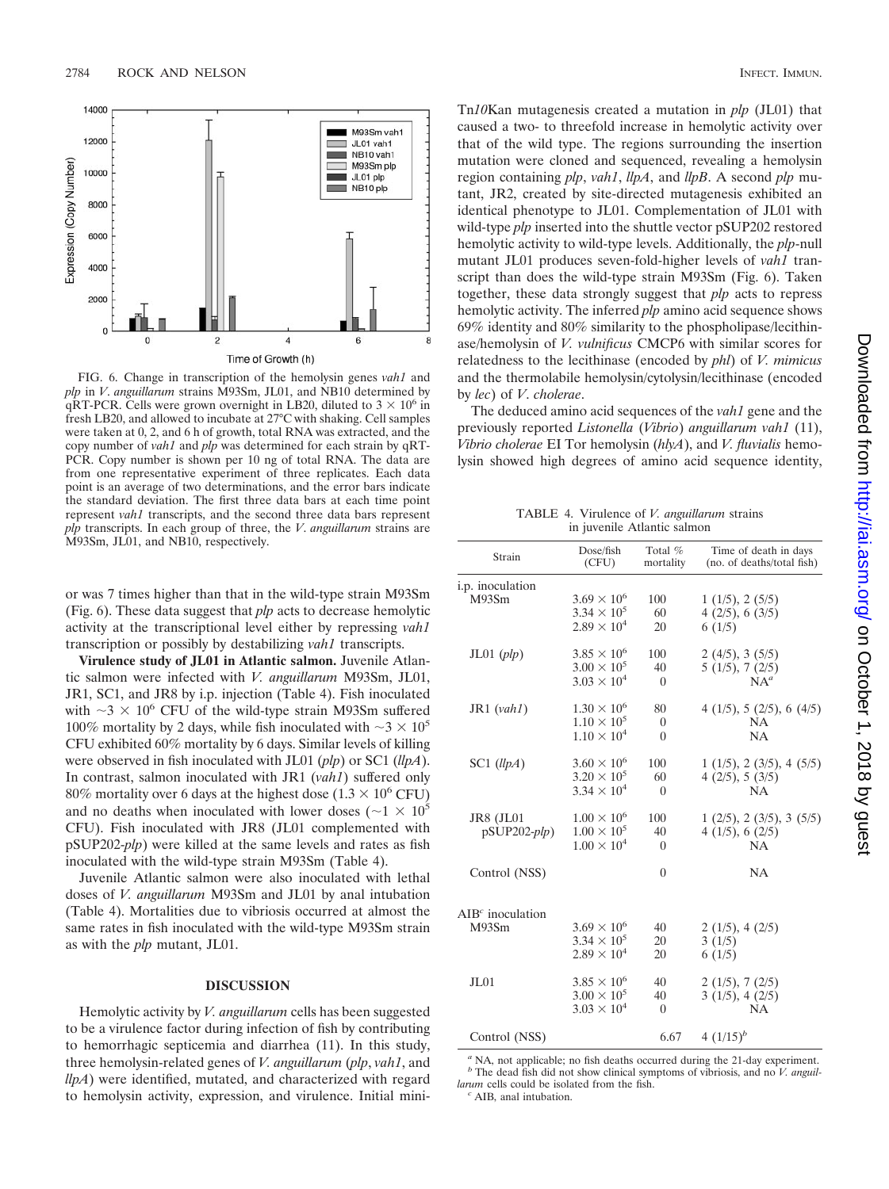FIG. 6. Change in transcription of the hemolysin genes *vah1* and *plp* in *V. anguillarum* strains M93Sm, JL01, and NB10 determined by qRT-PCR. Cells were grown overnight in LB20, diluted to $3 \times 10^6$ in fresh LB20, and allowed to incubate at 27°C with shaking. Cell samples were taken at 0, 2, and 6 h of growth, total RNA was extracted, and the copy number of *vah1* and *plp* was determined for each strain by qRT-PCR. Copy number is shown per 10 ng of total RNA. The data are from one representative experiment of three replicates. Each data point is an average of two determinations, and the error bars indicate the standard deviation. The first three data bars at each time point represent *vah1* transcripts, and the second three data bars represent *plp* transcripts. In each group of three, the *V. anguillarum* strains are M93Sm, JL01, and NB10, respectively.

or was 7 times higher than that in the wild-type strain M93Sm (Fig. 6). These data suggest that *plp* acts to decrease hemolytic activity at the transcriptional level either by repressing *vah1* transcription or possibly by destabilizing *vah1* transcripts.

**Virulence study of JL01 in Atlantic salmon.** Juvenile Atlantic salmon were infected with *V. anguillarum* M93Sm, JL01, JR1, SC1, and JR8 by i.p. injection (Table 4). Fish inoculated with $\sim 3 \times 10^6$ CFU of the wild-type strain M93Sm suffered 100% mortality by 2 days, while fish inoculated with $\sim 3 \times 10^5$ CFU exhibited 60% mortality by 6 days. Similar levels of killing were observed in fish inoculated with JL01 (*plp*) or SC1 (*llpA*). In contrast, salmon inoculated with JR1 (*vah1*) suffered only 80% mortality over 6 days at the highest dose ($1.3 \times 10^6$ CFU) and no deaths when inoculated with lower doses ($\sim 1 \times 10^5$ CFU). Fish inoculated with JR8 (JL01 complemented with pSUP202-*plp*) were killed at the same levels and rates as fish inoculated with the wild-type strain M93Sm (Table 4).

Juvenile Atlantic salmon were also inoculated with lethal doses of *V. anguillarum* M93Sm and JL01 by anal intubation (Table 4). Mortalities due to vibriosis occurred at almost the same rates in fish inoculated with the wild-type M93Sm strain as with the *plp* mutant, JL01.

## DISCUSSION

Hemolytic activity by *V. anguillarum* cells has been suggested to be a virulence factor during infection of fish by contributing to hemorrhagic septicemia and diarrhea (11). In this study, three hemolysin-related genes of *V. anguillarum* (*plp*, *vah1*, and *llpA*) were identified, mutated, and characterized with regard to hemolysin activity, expression, and virulence. Initial mini-Tn*10*Kan mutagenesis created a mutation in *plp* (JL01) that caused a two- to threefold increase in hemolytic activity over that of the wild type. The regions surrounding the insertion mutation were cloned and sequenced, revealing a hemolysin region containing *plp*, *vah1*, *llpA*, and *llpB*. A second *plp* mutant, JR2, created by site-directed mutagenesis exhibited an identical phenotype to JL01. Complementation of JL01 with wild-type *plp* inserted into the shuttle vector pSUP202 restored hemolytic activity to wild-type levels. Additionally, the *plp*-null mutant JL01 produces seven-fold-higher levels of *vah1* transcript than does the wild-type strain M93Sm (Fig. 6). Taken together, these data strongly suggest that *plp* acts to repress hemolytic activity. The inferred *plp* amino acid sequence shows 69% identity and 80% similarity to the phospholipase/lecithinase/hemolysin of *V. vulnificus* CMCP6 with similar scores for relatedness to the lecithinase (encoded by *phl*) of *V. mimicus* and the thermolabile hemolysin/cytolysin/lecithinase (encoded by *lec*) of *V. cholerae*.

The deduced amino acid sequences of the *vah1* gene and the previously reported *Listonella* (*Vibrio*) *anguillarum vah1* (11), *Vibrio cholerae* El Tor hemolysin (*hlyA*), and *V. fluvialis* hemolysin showed high degrees of amino acid sequence identity,

TABLE 4. Virulence of *V. anguillarum* strains in juvenile Atlantic salmon

| Strain | Dose/fish (CFU) | Total % mortality | Time of death in days (no. of deaths/total fish) |
|---|---|---|---|
| i.p. inoculation | | | |
| M93Sm | $3.69 \times 10^6$ | 100 | 1 (1/5), 2 (5/5) |
| | $3.34 \times 10^5$ | 60 | 4 (2/5), 6 (3/5) |
| | $2.89 \times 10^4$ | 20 | 6 (1/5) |
| JL01 (*plp*) | $3.85 \times 10^6$ | 100 | 2 (4/5), 3 (5/5) |
| | $3.00 \times 10^5$ | 40 | 5 (1/5), 7 (2/5) |
| | $3.03 \times 10^4$ | 0 | NA[a] |
| JR1 (*vah1*) | $1.30 \times 10^6$ | 80 | 4 (1/5), 5 (2/5), 6 (4/5) |
| | $1.10 \times 10^5$ | 0 | NA |
| | $1.10 \times 10^4$ | 0 | NA |
| SC1 (*llpA*) | $3.60 \times 10^6$ | 100 | 1 (1/5), 2 (3/5), 4 (5/5) |
| | $3.20 \times 10^5$ | 60 | 4 (2/5), 5 (3/5) |
| | $3.34 \times 10^4$ | 0 | NA |
| JR8 (JL01 pSUP202-*plp*) | $1.00 \times 10^6$ | 100 | 1 (2/5), 2 (3/5), 3 (5/5) |
| | $1.00 \times 10^5$ | 40 | 4 (1/5), 6 (2/5) |
| | $1.00 \times 10^4$ | 0 | NA |
| Control (NSS) | | 0 | NA |
| AIB[c] inoculation | | | |
| M93Sm | $3.69 \times 10^6$ | 40 | 2 (1/5), 4 (2/5) |
| | $3.34 \times 10^5$ | 20 | 3 (1/5) |
| | $2.89 \times 10^4$ | 20 | 6 (1/5) |
| JL01 | $3.85 \times 10^6$ | 40 | 2 (1/5), 7 (2/5) |
| | $3.00 \times 10^5$ | 40 | 3 (1/5), 4 (2/5) |
| | $3.03 \times 10^4$ | 0 | NA |
| Control (NSS) | | 6.67 | 4 (1/15)[b] |

[a] NA, not applicable; no fish deaths occurred during the 21-day experiment.
[b] The dead fish did not show clinical symptoms of vibriosis, and no *V. anguillarum* cells could be isolated from the fish.
[c] AIB, anal intubation.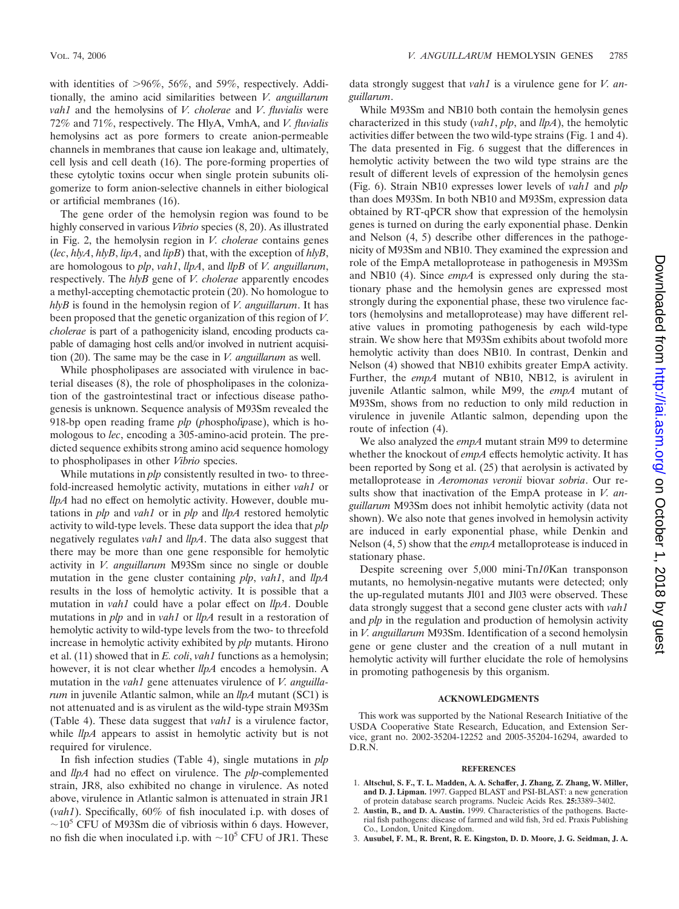with identities of >96%, 56%, and 59%, respectively. Additionally, the amino acid similarities between *V. anguillarum vah1* and the hemolysins of *V. cholerae* and *V. fluvialis* were 72% and 71%, respectively. The HlyA, VmhA, and *V. fluvialis* hemolysins act as pore formers to create anion-permeable channels in membranes that cause ion leakage and, ultimately, cell lysis and cell death (16). The pore-forming properties of these cytolytic toxins occur when single protein subunits oligomerize to form anion-selective channels in either biological or artificial membranes (16).

The gene order of the hemolysin region was found to be highly conserved in various *Vibrio* species (8, 20). As illustrated in Fig. 2, the hemolysin region in *V. cholerae* contains genes (*lec*, *hlyA*, *hlyB*, *lipA*, and *lipB*) that, with the exception of *hlyB*, are homologous to *plp*, *vah1*, *llpA*, and *llpB* of *V. anguillarum*, respectively. The *hlyB* gene of *V. cholerae* apparently encodes a methyl-accepting chemotactic protein (20). No homologue to *hlyB* is found in the hemolysin region of *V. anguillarum*. It has been proposed that the genetic organization of this region of *V. cholerae* is part of a pathogenicity island, encoding products capable of damaging host cells and/or involved in nutrient acquisition (20). The same may be the case in *V. anguillarum* as well.

While phospholipases are associated with virulence in bacterial diseases (8), the role of phospholipases in the colonization of the gastrointestinal tract or infectious disease pathogenesis is unknown. Sequence analysis of M93Sm revealed the 918-bp open reading frame *plp* (*p*hospho*l*i*p*ase), which is homologous to *lec*, encoding a 305-amino-acid protein. The predicted sequence exhibits strong amino acid sequence homology to phospholipases in other *Vibrio* species.

While mutations in *plp* consistently resulted in two- to threefold-increased hemolytic activity, mutations in either *vah1* or *llpA* had no effect on hemolytic activity. However, double mutations in *plp* and *vah1* or in *plp* and *llpA* restored hemolytic activity to wild-type levels. These data support the idea that *plp* negatively regulates *vah1* and *llpA*. The data also suggest that there may be more than one gene responsible for hemolytic activity in *V. anguillarum* M93Sm since no single or double mutation in the gene cluster containing *plp*, *vah1*, and *llpA* results in the loss of hemolytic activity. It is possible that a mutation in *vah1* could have a polar effect on *llpA*. Double mutations in *plp* and in *vah1* or *llpA* result in a restoration of hemolytic activity to wild-type levels from the two- to threefold increase in hemolytic activity exhibited by *plp* mutants. Hirono et al. (11) showed that in *E. coli*, *vah1* functions as a hemolysin; however, it is not clear whether *llpA* encodes a hemolysin. A mutation in the *vah1* gene attenuates virulence of *V. anguillarum* in juvenile Atlantic salmon, while an *llpA* mutant (SC1) is not attenuated and is as virulent as the wild-type strain M93Sm (Table 4). These data suggest that *vah1* is a virulence factor, while *llpA* appears to assist in hemolytic activity but is not required for virulence.

In fish infection studies (Table 4), single mutations in *plp* and *llpA* had no effect on virulence. The *plp*-complemented strain, JR8, also exhibited no change in virulence. As noted above, virulence in Atlantic salmon is attenuated in strain JR1 (*vah1*). Specifically, 60% of fish inoculated i.p. with doses of $\sim 10^5$ CFU of M93Sm die of vibriosis within 6 days. However, no fish die when inoculated i.p. with $\sim 10^5$ CFU of JR1. These data strongly suggest that *vah1* is a virulence gene for *V. anguillarum*.

While M93Sm and NB10 both contain the hemolysin genes characterized in this study (*vah1*, *plp*, and *llpA*), the hemolytic activities differ between the two wild-type strains (Fig. 1 and 4). The data presented in Fig. 6 suggest that the differences in hemolytic activity between the two wild type strains are the result of different levels of expression of the hemolysin genes (Fig. 6). Strain NB10 expresses lower levels of *vah1* and *plp* than does M93Sm. In both NB10 and M93Sm, expression data obtained by RT-qPCR show that expression of the hemolysin genes is turned on during the early exponential phase. Denkin and Nelson (4, 5) describe other differences in the pathogenicity of M93Sm and NB10. They examined the expression and role of the EmpA metalloprotease in pathogenesis in M93Sm and NB10 (4). Since *empA* is expressed only during the stationary phase and the hemolysin genes are expressed most strongly during the exponential phase, these two virulence factors (hemolysins and metalloprotease) may have different relative values in promoting pathogenesis by each wild-type strain. We show here that M93Sm exhibits about twofold more hemolytic activity than does NB10. In contrast, Denkin and Nelson (4) showed that NB10 exhibits greater EmpA activity. Further, the *empA* mutant of NB10, NB12, is avirulent in juvenile Atlantic salmon, while M99, the *empA* mutant of M93Sm, shows from no reduction to only mild reduction in virulence in juvenile Atlantic salmon, depending upon the route of infection (4).

We also analyzed the *empA* mutant strain M99 to determine whether the knockout of *empA* effects hemolytic activity. It has been reported by Song et al. (25) that aerolysin is activated by metalloprotease in *Aeromonas veronii* biovar *sobria*. Our results show that inactivation of the EmpA protease in *V. anguillarum* M93Sm does not inhibit hemolytic activity (data not shown). We also note that genes involved in hemolysin activity are induced in early exponential phase, while Denkin and Nelson (4, 5) show that the *empA* metalloprotease is induced in stationary phase.

Despite screening over 5,000 mini-Tn*10*Kan transposon mutants, no hemolysin-negative mutants were detected; only the up-regulated mutants Jl01 and Jl03 were observed. These data strongly suggest that a second gene cluster acts with *vah1* and *plp* in the regulation and production of hemolysin activity in *V. anguillarum* M93Sm. Identification of a second hemolysin gene or gene cluster and the creation of a null mutant in hemolytic activity will further elucidate the role of hemolysins in promoting pathogenesis by this organism.

## ACKNOWLEDGMENTS

This work was supported by the National Research Initiative of the USDA Cooperative State Research, Education, and Extension Service, grant no. 2002-35204-12252 and 2005-35204-16294, awarded to D.R.N.

## REFERENCES

1. **Altschul, S. F., T. L. Madden, A. A. Schaffer, J. Zhang, Z. Zhang, W. Miller, and D. J. Lipman.** 1997. Gapped BLAST and PSI-BLAST: a new generation of protein database search programs. Nucleic Acids Res. **25:**3389–3402.
2. **Austin, B., and D. A. Austin.** 1999. Characteristics of the pathogens. Bacterial fish pathogens: disease of farmed and wild fish, 3rd ed. Praxis Publishing Co., London, United Kingdom.
3. **Ausubel, F. M., R. Brent, R. E. Kingston, D. D. Moore, J. G. Seidman, J. A.**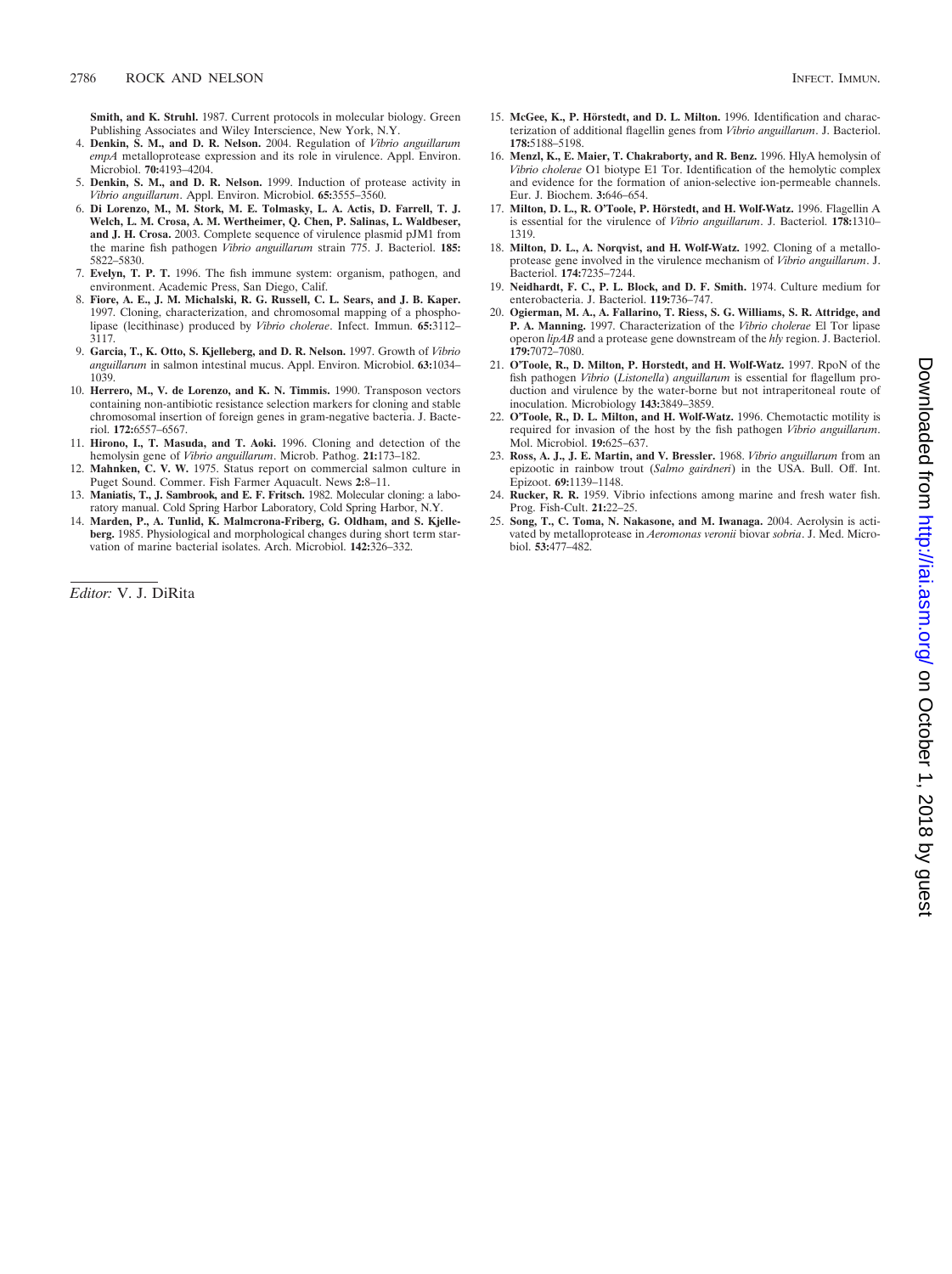Smith, and K. Struhl. 1987. Current protocols in molecular biology. Green Publishing Associates and Wiley Interscience, New York, N.Y.

4. **Denkin, S. M., and D. R. Nelson.** 2004. Regulation of *Vibrio anguillarum empA* metalloprotease expression and its role in virulence. Appl. Environ. Microbiol. **70:**4193–4204.
5. **Denkin, S. M., and D. R. Nelson.** 1999. Induction of protease activity in *Vibrio anguillarum*. Appl. Environ. Microbiol. **65:**3555–3560.
6. **Di Lorenzo, M., M. Stork, M. E. Tolmasky, L. A. Actis, D. Farrell, T. J. Welch, L. M. Crosa, A. M. Wertheimer, Q. Chen, P. Salinas, L. Waldbeser, and J. H. Crosa.** 2003. Complete sequence of virulence plasmid pJM1 from the marine fish pathogen *Vibrio anguillarum* strain 775. J. Bacteriol. **185:** 5822–5830.
7. **Evelyn, T. P. T.** 1996. The fish immune system: organism, pathogen, and environment. Academic Press, San Diego, Calif.
8. **Fiore, A. E., J. M. Michalski, R. G. Russell, C. L. Sears, and J. B. Kaper.** 1997. Cloning, characterization, and chromosomal mapping of a phospholipase (lecithinase) produced by *Vibrio cholerae*. Infect. Immun. **65:**3112–3117.
9. **Garcia, T., K. Otto, S. Kjelleberg, and D. R. Nelson.** 1997. Growth of *Vibrio anguillarum* in salmon intestinal mucus. Appl. Environ. Microbiol. **63:**1034–1039.
10. **Herrero, M., V. de Lorenzo, and K. N. Timmis.** 1990. Transposon vectors containing non-antibiotic resistance selection markers for cloning and stable chromosomal insertion of foreign genes in gram-negative bacteria. J. Bacteriol. **172:**6557–6567.
11. **Hirono, I., T. Masuda, and T. Aoki.** 1996. Cloning and detection of the hemolysin gene of *Vibrio anguillarum*. Microb. Pathog. **21:**173–182.
12. **Mahnken, C. V. W.** 1975. Status report on commercial salmon culture in Puget Sound. Commer. Fish Farmer Aquacult. News **2:**8–11.
13. **Maniatis, T., J. Sambrook, and E. F. Fritsch.** 1982. Molecular cloning: a laboratory manual. Cold Spring Harbor Laboratory, Cold Spring Harbor, N.Y.
14. **Marden, P., A. Tunlid, K. Malmcrona-Friberg, G. Oldham, and S. Kjelleberg.** 1985. Physiological and morphological changes during short term starvation of marine bacterial isolates. Arch. Microbiol. **142:**326–332.
15. **McGee, K., P. Hörstedt, and D. L. Milton.** 1996. Identification and characterization of additional flagellin genes from *Vibrio anguillarum*. J. Bacteriol. **178:**5188–5198.
16. **Menzl, K., E. Maier, T. Chakraborty, and R. Benz.** 1996. HlyA hemolysin of *Vibrio cholerae* O1 biotype E1 Tor. Identification of the hemolytic complex and evidence for the formation of anion-selective ion-permeable channels. Eur. J. Biochem. **3:**646–654.
17. **Milton, D. L., R. O'Toole, P. Hörstedt, and H. Wolf-Watz.** 1996. Flagellin A is essential for the virulence of *Vibrio anguillarum*. J. Bacteriol. **178:**1310–1319.
18. **Milton, D. L., A. Norqvist, and H. Wolf-Watz.** 1992. Cloning of a metalloprotease gene involved in the virulence mechanism of *Vibrio anguillarum*. J. Bacteriol. **174:**7235–7244.
19. **Neidhardt, F. C., P. L. Block, and D. F. Smith.** 1974. Culture medium for enterobacteria. J. Bacteriol. **119:**736–747.
20. **Ogierman, M. A., A. Fallarino, T. Riess, S. G. Williams, S. R. Attridge, and P. A. Manning.** 1997. Characterization of the *Vibrio cholerae* El Tor lipase operon *lipAB* and a protease gene downstream of the *hly* region. J. Bacteriol. **179:**7072–7080.
21. **O'Toole, R., D. Milton, P. Horstedt, and H. Wolf-Watz.** 1997. RpoN of the fish pathogen *Vibrio* (*Listonella*) *anguillarum* is essential for flagellum production and virulence by the water-borne but not intraperitoneal route of inoculation. Microbiology **143:**3849–3859.
22. **O'Toole, R., D. L. Milton, and H. Wolf-Watz.** 1996. Chemotactic motility is required for invasion of the host by the fish pathogen *Vibrio anguillarum*. Mol. Microbiol. **19:**625–637.
23. **Ross, A. J., J. E. Martin, and V. Bressler.** 1968. *Vibrio anguillarum* from an epizootic in rainbow trout (*Salmo gairdneri*) in the USA. Bull. Off. Int. Epizoot. **69:**1139–1148.
24. **Rucker, R. R.** 1959. Vibrio infections among marine and fresh water fish. Prog. Fish-Cult. **21:**22–25.
25. **Song, T., C. Toma, N. Nakasone, and M. Iwanaga.** 2004. Aerolysin is activated by metalloprotease in *Aeromonas veronii* biovar *sobria*. J. Med. Microbiol. **53:**477–482.

*Editor:* V. J. DiRita